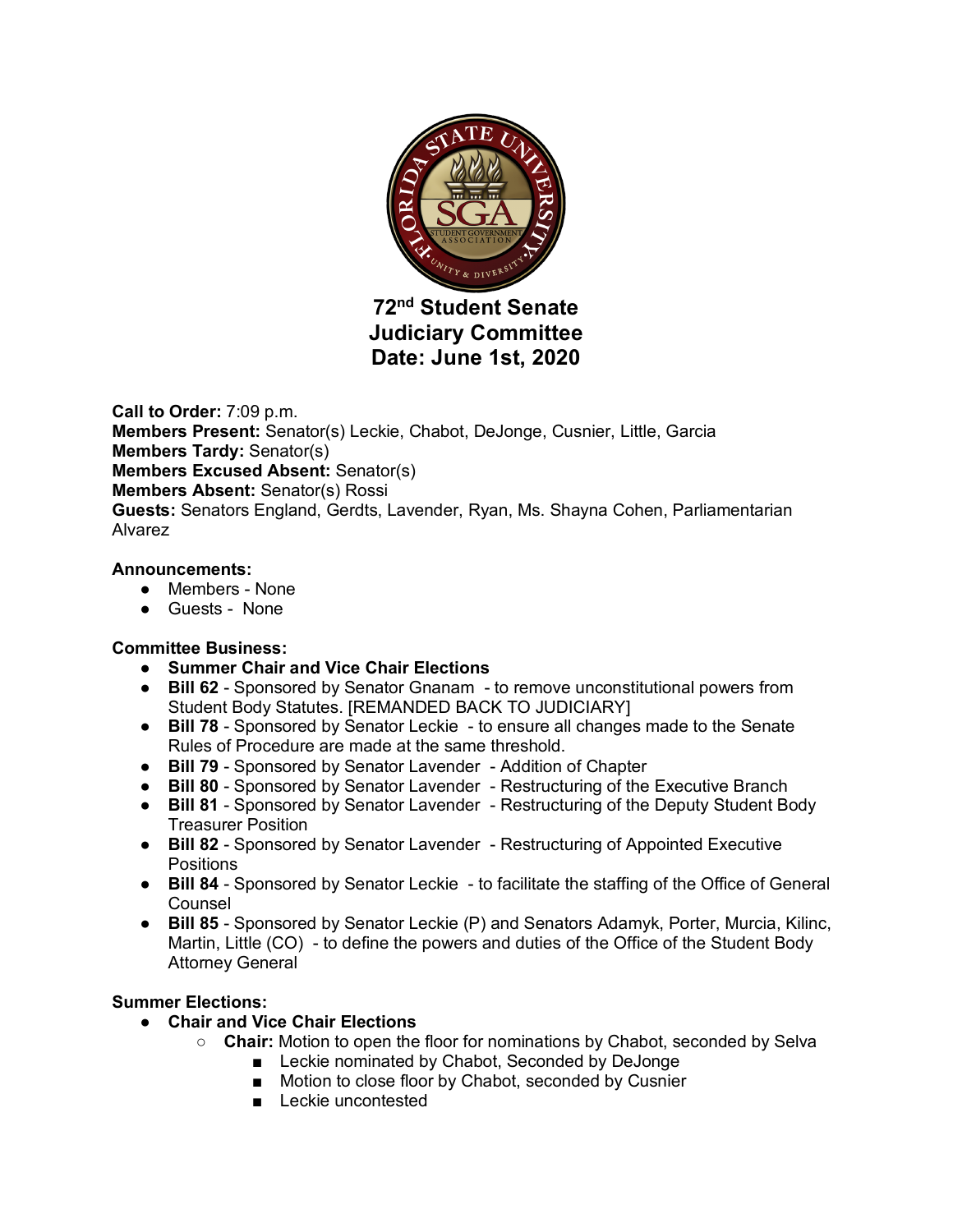# 72nd Student Senate Judiciary Committee Date: June 1st, 2020

**Call to Order:** 7:09 p.m.
**Members Present:** Senator(s) Leckie, Chabot, DeJonge, Cusnier, Little, Garcia
**Members Tardy:** Senator(s)
**Members Excused Absent:** Senator(s)
**Members Absent:** Senator(s) Rossi
**Guests:** Senators England, Gerdts, Lavender, Ryan, Ms. Shayna Cohen, Parliamentarian Alvarez

**Announcements:**

- Members - None
- Guests - None

**Committee Business:**

- **Summer Chair and Vice Chair Elections**
- **Bill 62** - Sponsored by Senator Gnanam - to remove unconstitutional powers from Student Body Statutes. [REMANDED BACK TO JUDICIARY]
- **Bill 78** - Sponsored by Senator Leckie - to ensure all changes made to the Senate Rules of Procedure are made at the same threshold.
- **Bill 79** - Sponsored by Senator Lavender - Addition of Chapter
- **Bill 80** - Sponsored by Senator Lavender - Restructuring of the Executive Branch
- **Bill 81** - Sponsored by Senator Lavender - Restructuring of the Deputy Student Body Treasurer Position
- **Bill 82** - Sponsored by Senator Lavender - Restructuring of Appointed Executive Positions
- **Bill 84** - Sponsored by Senator Leckie - to facilitate the staffing of the Office of General Counsel
- **Bill 85** - Sponsored by Senator Leckie (P) and Senators Adamyk, Porter, Murcia, Kilinc, Martin, Little (CO) - to define the powers and duties of the Office of the Student Body Attorney General

**Summer Elections:**

- **Chair and Vice Chair Elections**
  - **Chair:** Motion to open the floor for nominations by Chabot, seconded by Selva
    - Leckie nominated by Chabot, Seconded by DeJonge
    - Motion to close floor by Chabot, seconded by Cusnier
    - Leckie uncontested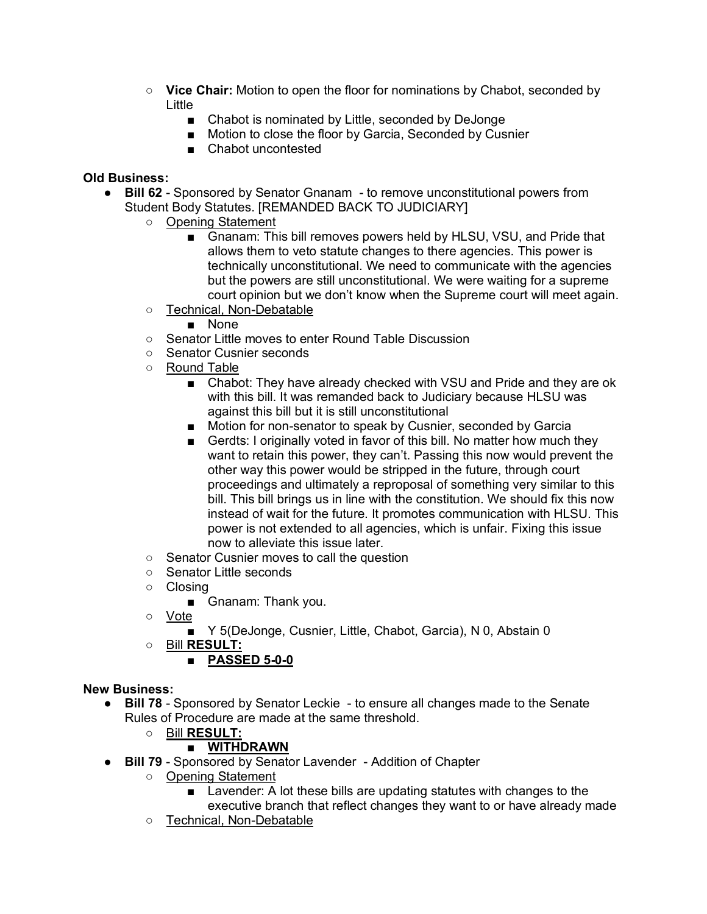- **Vice Chair:** Motion to open the floor for nominations by Chabot, seconded by Little
  - Chabot is nominated by Little, seconded by DeJonge
  - Motion to close the floor by Garcia, Seconded by Cusnier
  - Chabot uncontested

**Old Business:**

- **Bill 62** - Sponsored by Senator Gnanam - to remove unconstitutional powers from Student Body Statutes. [REMANDED BACK TO JUDICIARY]
  - Opening Statement
    - Gnanam: This bill removes powers held by HLSU, VSU, and Pride that allows them to veto statute changes to there agencies. This power is technically unconstitutional. We need to communicate with the agencies but the powers are still unconstitutional. We were waiting for a supreme court opinion but we don't know when the Supreme court will meet again.
  - Technical, Non-Debatable
    - None
  - Senator Little moves to enter Round Table Discussion
  - Senator Cusnier seconds
  - Round Table
    - Chabot: They have already checked with VSU and Pride and they are ok with this bill. It was remanded back to Judiciary because HLSU was against this bill but it is still unconstitutional
    - Motion for non-senator to speak by Cusnier, seconded by Garcia
    - Gerdts: I originally voted in favor of this bill. No matter how much they want to retain this power, they can't. Passing this now would prevent the other way this power would be stripped in the future, through court proceedings and ultimately a reproposal of something very similar to this bill. This bill brings us in line with the constitution. We should fix this now instead of wait for the future. It promotes communication with HLSU. This power is not extended to all agencies, which is unfair. Fixing this issue now to alleviate this issue later.
  - Senator Cusnier moves to call the question
  - Senator Little seconds
  - Closing
    - Gnanam: Thank you.
  - Vote
    - Y 5(DeJonge, Cusnier, Little, Chabot, Garcia), N 0, Abstain 0
  - Bill **RESULT:**
    - **PASSED 5-0-0**

**New Business:**

- **Bill 78** - Sponsored by Senator Leckie - to ensure all changes made to the Senate Rules of Procedure are made at the same threshold.
  - Bill **RESULT:**
    - **WITHDRAWN**
- **Bill 79** - Sponsored by Senator Lavender - Addition of Chapter
  - Opening Statement
    - Lavender: A lot these bills are updating statutes with changes to the executive branch that reflect changes they want to or have already made
  - Technical, Non-Debatable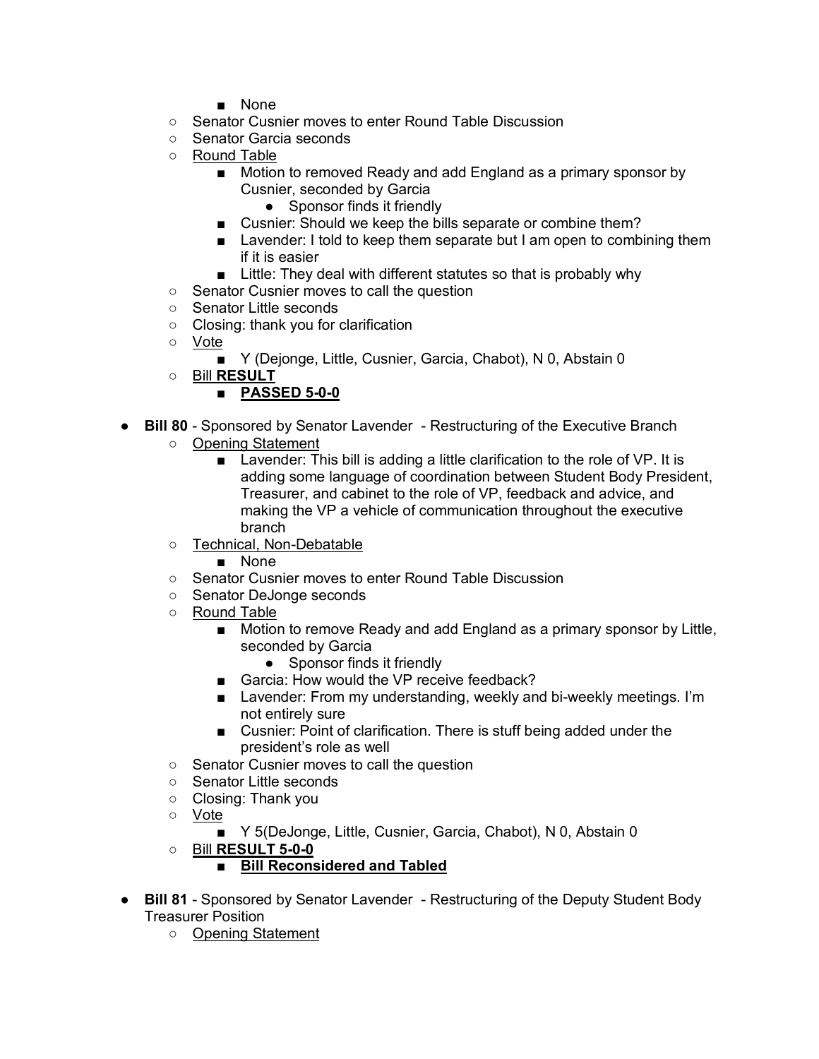- None
    - Senator Cusnier moves to enter Round Table Discussion
    - Senator Garcia seconds
    - <u>Round Table</u>
        - Motion to removed Ready and add England as a primary sponsor by Cusnier, seconded by Garcia
            - Sponsor finds it friendly
        - Cusnier: Should we keep the bills separate or combine them?
        - Lavender: I told to keep them separate but I am open to combining them if it is easier
        - Little: They deal with different statutes so that is probably why
    - Senator Cusnier moves to call the question
    - Senator Little seconds
    - Closing: thank you for clarification
    - <u>Vote</u>
        - Y (Dejonge, Little, Cusnier, Garcia, Chabot), N 0, Abstain 0
    - <u>Bill **RESULT**</u>
        - **<u>PASSED 5-0-0</u>**

- **Bill 80** - Sponsored by Senator Lavender - Restructuring of the Executive Branch
    - <u>Opening Statement</u>
        - Lavender: This bill is adding a little clarification to the role of VP. It is adding some language of coordination between Student Body President, Treasurer, and cabinet to the role of VP, feedback and advice, and making the VP a vehicle of communication throughout the executive branch
    - <u>Technical, Non-Debatable</u>
        - None
    - Senator Cusnier moves to enter Round Table Discussion
    - Senator DeJonge seconds
    - <u>Round Table</u>
        - Motion to remove Ready and add England as a primary sponsor by Little, seconded by Garcia
            - Sponsor finds it friendly
        - Garcia: How would the VP receive feedback?
        - Lavender: From my understanding, weekly and bi-weekly meetings. I'm not entirely sure
        - Cusnier: Point of clarification. There is stuff being added under the president's role as well
    - Senator Cusnier moves to call the question
    - Senator Little seconds
    - Closing: Thank you
    - <u>Vote</u>
        - Y 5(DeJonge, Little, Cusnier, Garcia, Chabot), N 0, Abstain 0
    - <u>Bill **RESULT 5-0-0**</u>
        - **<u>Bill Reconsidered and Tabled</u>**

- **Bill 81** - Sponsored by Senator Lavender - Restructuring of the Deputy Student Body Treasurer Position
    - <u>Opening Statement</u>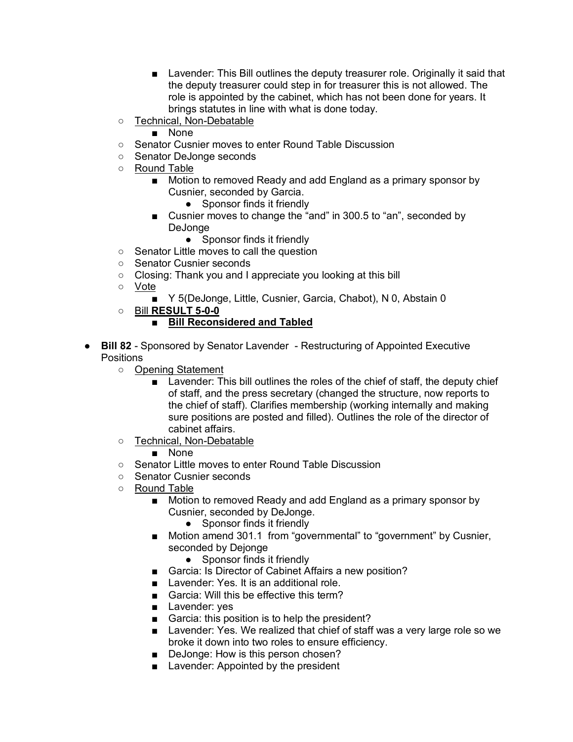- Lavender: This Bill outlines the deputy treasurer role. Originally it said that the deputy treasurer could step in for treasurer this is not allowed. The role is appointed by the cabinet, which has not been done for years. It brings statutes in line with what is done today.
   - <u>Technical, Non-Debatable</u>
      - None
   - Senator Cusnier moves to enter Round Table Discussion
   - Senator DeJonge seconds
   - <u>Round Table</u>
      - Motion to removed Ready and add England as a primary sponsor by Cusnier, seconded by Garcia.
         - Sponsor finds it friendly
      - Cusnier moves to change the "and" in 300.5 to "an", seconded by DeJonge
         - Sponsor finds it friendly
   - Senator Little moves to call the question
   - Senator Cusnier seconds
   - Closing: Thank you and I appreciate you looking at this bill
   - <u>Vote</u>
      - Y 5(DeJonge, Little, Cusnier, Garcia, Chabot), N 0, Abstain 0
   - <u>Bill **RESULT 5-0-0**</u>
      - **<u>Bill Reconsidered and Tabled</u>**

- **Bill 82** - Sponsored by Senator Lavender - Restructuring of Appointed Executive Positions
   - <u>Opening Statement</u>
      - Lavender: This bill outlines the roles of the chief of staff, the deputy chief of staff, and the press secretary (changed the structure, now reports to the chief of staff). Clarifies membership (working internally and making sure positions are posted and filled). Outlines the role of the director of cabinet affairs.
   - <u>Technical, Non-Debatable</u>
      - None
   - Senator Little moves to enter Round Table Discussion
   - Senator Cusnier seconds
   - <u>Round Table</u>
      - Motion to removed Ready and add England as a primary sponsor by Cusnier, seconded by DeJonge.
         - Sponsor finds it friendly
      - Motion amend 301.1 from "governmental" to "government" by Cusnier, seconded by Dejonge
         - Sponsor finds it friendly
      - Garcia: Is Director of Cabinet Affairs a new position?
      - Lavender: Yes. It is an additional role.
      - Garcia: Will this be effective this term?
      - Lavender: yes
      - Garcia: this position is to help the president?
      - Lavender: Yes. We realized that chief of staff was a very large role so we broke it down into two roles to ensure efficiency.
      - DeJonge: How is this person chosen?
      - Lavender: Appointed by the president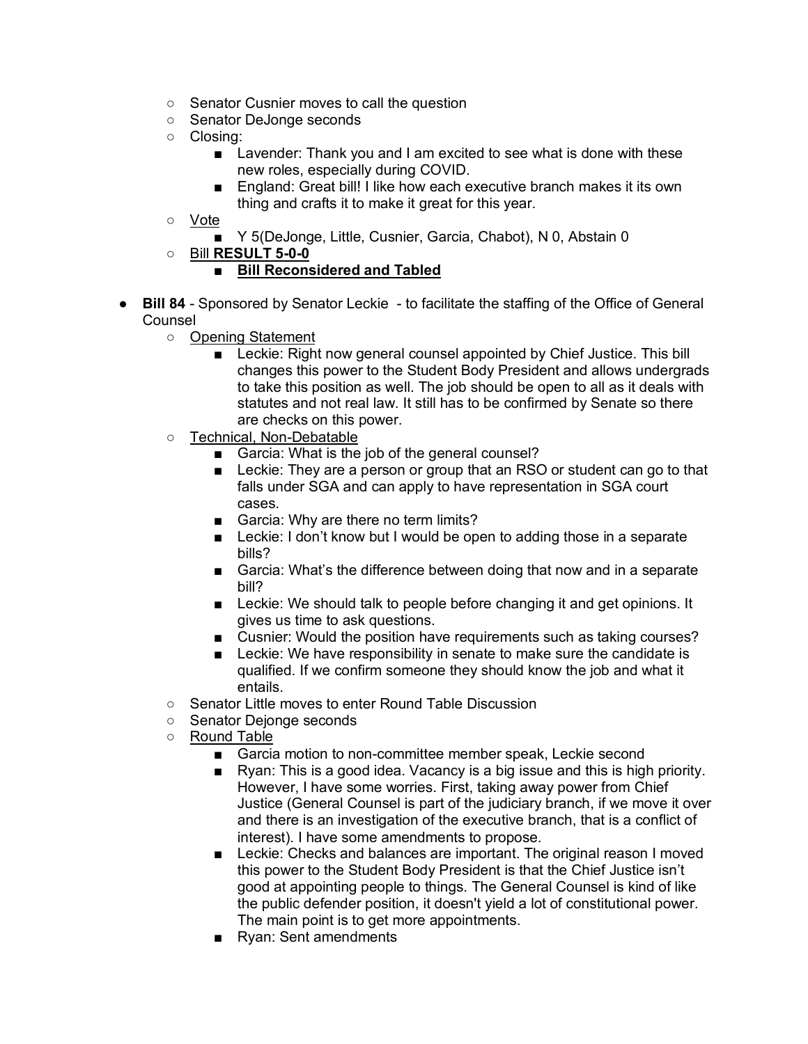- Senator Cusnier moves to call the question
  - Senator DeJonge seconds
  - Closing:
    - Lavender: Thank you and I am excited to see what is done with these new roles, especially during COVID.
    - England: Great bill! I like how each executive branch makes it its own thing and crafts it to make it great for this year.
  - Vote
    - Y 5(DeJonge, Little, Cusnier, Garcia, Chabot), N 0, Abstain 0
  - Bill **RESULT 5-0-0**
    - **Bill Reconsidered and Tabled**

- **Bill 84** - Sponsored by Senator Leckie - to facilitate the staffing of the Office of General Counsel
  - Opening Statement
    - Leckie: Right now general counsel appointed by Chief Justice. This bill changes this power to the Student Body President and allows undergrads to take this position as well. The job should be open to all as it deals with statutes and not real law. It still has to be confirmed by Senate so there are checks on this power.
  - Technical, Non-Debatable
    - Garcia: What is the job of the general counsel?
    - Leckie: They are a person or group that an RSO or student can go to that falls under SGA and can apply to have representation in SGA court cases.
    - Garcia: Why are there no term limits?
    - Leckie: I don't know but I would be open to adding those in a separate bills?
    - Garcia: What's the difference between doing that now and in a separate bill?
    - Leckie: We should talk to people before changing it and get opinions. It gives us time to ask questions.
    - Cusnier: Would the position have requirements such as taking courses?
    - Leckie: We have responsibility in senate to make sure the candidate is qualified. If we confirm someone they should know the job and what it entails.
  - Senator Little moves to enter Round Table Discussion
  - Senator Dejonge seconds
  - Round Table
    - Garcia motion to non-committee member speak, Leckie second
    - Ryan: This is a good idea. Vacancy is a big issue and this is high priority. However, I have some worries. First, taking away power from Chief Justice (General Counsel is part of the judiciary branch, if we move it over and there is an investigation of the executive branch, that is a conflict of interest). I have some amendments to propose.
    - Leckie: Checks and balances are important. The original reason I moved this power to the Student Body President is that the Chief Justice isn't good at appointing people to things. The General Counsel is kind of like the public defender position, it doesn't yield a lot of constitutional power. The main point is to get more appointments.
    - Ryan: Sent amendments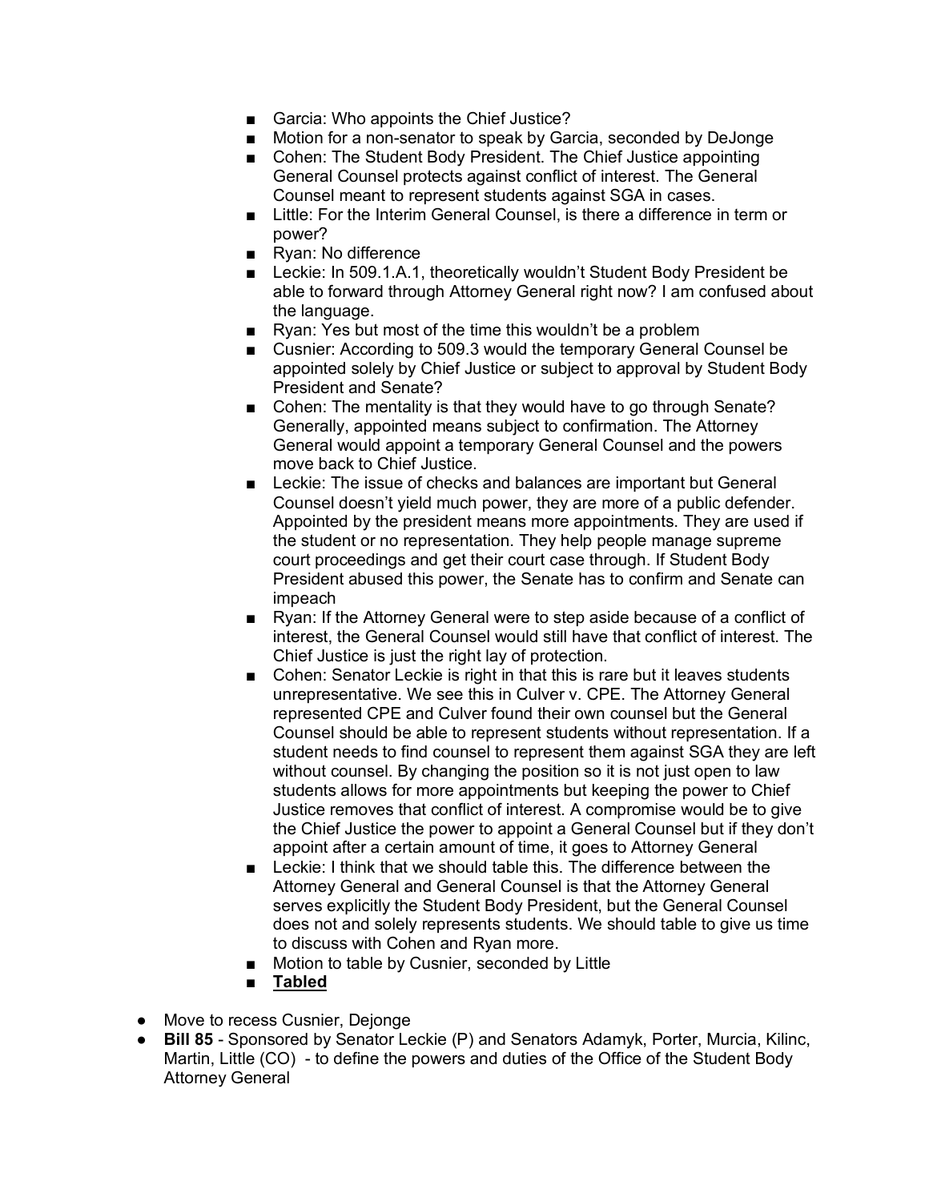- Garcia: Who appoints the Chief Justice?
    - Motion for a non-senator to speak by Garcia, seconded by DeJonge
    - Cohen: The Student Body President. The Chief Justice appointing General Counsel protects against conflict of interest. The General Counsel meant to represent students against SGA in cases.
    - Little: For the Interim General Counsel, is there a difference in term or power?
    - Ryan: No difference
    - Leckie: In 509.1.A.1, theoretically wouldn't Student Body President be able to forward through Attorney General right now? I am confused about the language.
    - Ryan: Yes but most of the time this wouldn't be a problem
    - Cusnier: According to 509.3 would the temporary General Counsel be appointed solely by Chief Justice or subject to approval by Student Body President and Senate?
    - Cohen: The mentality is that they would have to go through Senate? Generally, appointed means subject to confirmation. The Attorney General would appoint a temporary General Counsel and the powers move back to Chief Justice.
    - Leckie: The issue of checks and balances are important but General Counsel doesn't yield much power, they are more of a public defender. Appointed by the president means more appointments. They are used if the student or no representation. They help people manage supreme court proceedings and get their court case through. If Student Body President abused this power, the Senate has to confirm and Senate can impeach
    - Ryan: If the Attorney General were to step aside because of a conflict of interest, the General Counsel would still have that conflict of interest. The Chief Justice is just the right lay of protection.
    - Cohen: Senator Leckie is right in that this is rare but it leaves students unrepresentative. We see this in Culver v. CPE. The Attorney General represented CPE and Culver found their own counsel but the General Counsel should be able to represent students without representation. If a student needs to find counsel to represent them against SGA they are left without counsel. By changing the position so it is not just open to law students allows for more appointments but keeping the power to Chief Justice removes that conflict of interest. A compromise would be to give the Chief Justice the power to appoint a General Counsel but if they don't appoint after a certain amount of time, it goes to Attorney General
    - Leckie: I think that we should table this. The difference between the Attorney General and General Counsel is that the Attorney General serves explicitly the Student Body President, but the General Counsel does not and solely represents students. We should table to give us time to discuss with Cohen and Ryan more.
    - Motion to table by Cusnier, seconded by Little
    - **<u>Tabled</u>**

- Move to recess Cusnier, Dejonge
- **Bill 85** - Sponsored by Senator Leckie (P) and Senators Adamyk, Porter, Murcia, Kilinc, Martin, Little (CO) - to define the powers and duties of the Office of the Student Body Attorney General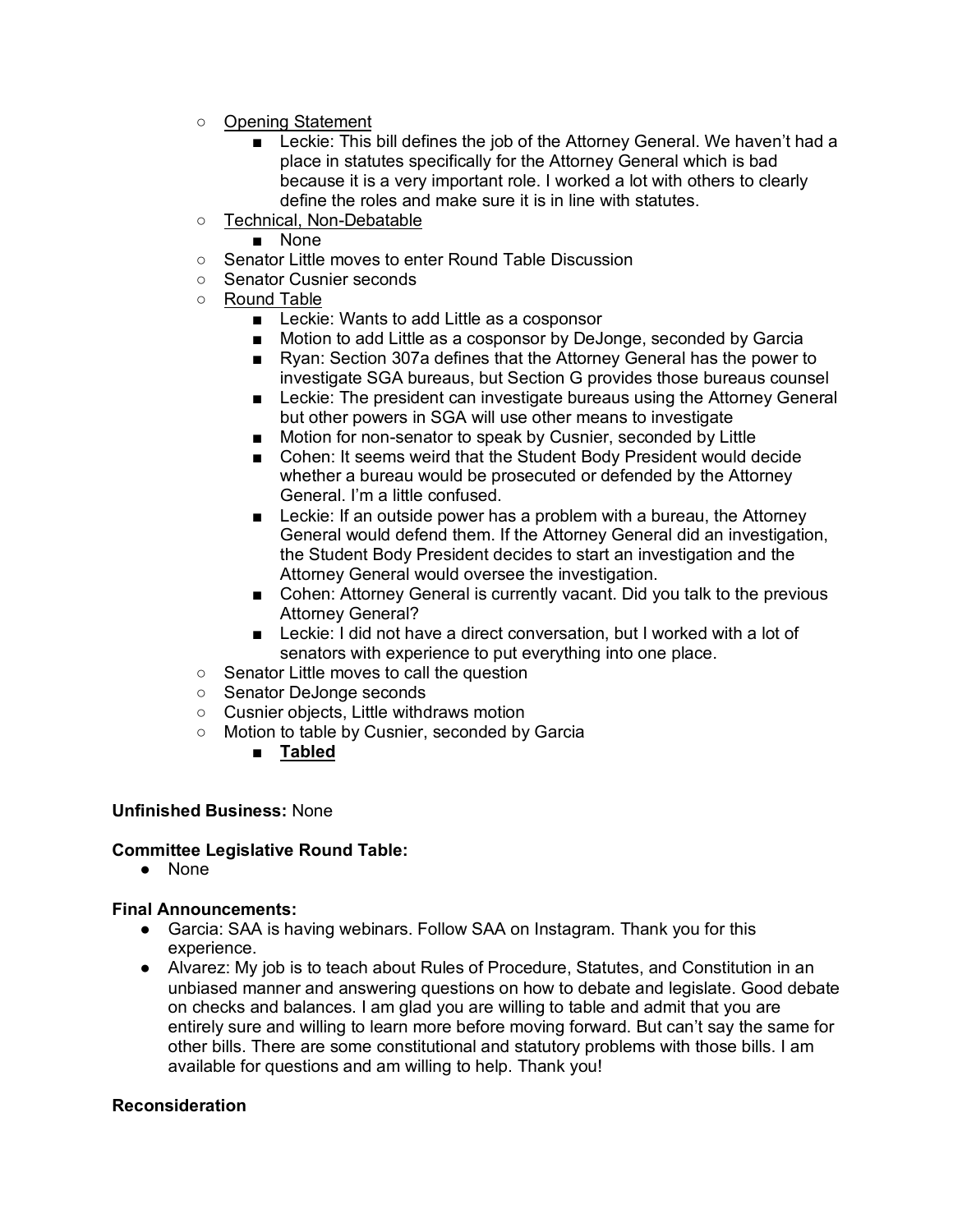- Opening Statement
    - Leckie: This bill defines the job of the Attorney General. We haven't had a place in statutes specifically for the Attorney General which is bad because it is a very important role. I worked a lot with others to clearly define the roles and make sure it is in line with statutes.
- Technical, Non-Debatable
    - None
- Senator Little moves to enter Round Table Discussion
- Senator Cusnier seconds
- Round Table
    - Leckie: Wants to add Little as a cosponsor
    - Motion to add Little as a cosponsor by DeJonge, seconded by Garcia
    - Ryan: Section 307a defines that the Attorney General has the power to investigate SGA bureaus, but Section G provides those bureaus counsel
    - Leckie: The president can investigate bureaus using the Attorney General but other powers in SGA will use other means to investigate
    - Motion for non-senator to speak by Cusnier, seconded by Little
    - Cohen: It seems weird that the Student Body President would decide whether a bureau would be prosecuted or defended by the Attorney General. I'm a little confused.
    - Leckie: If an outside power has a problem with a bureau, the Attorney General would defend them. If the Attorney General did an investigation, the Student Body President decides to start an investigation and the Attorney General would oversee the investigation.
    - Cohen: Attorney General is currently vacant. Did you talk to the previous Attorney General?
    - Leckie: I did not have a direct conversation, but I worked with a lot of senators with experience to put everything into one place.
- Senator Little moves to call the question
- Senator DeJonge seconds
- Cusnier objects, Little withdraws motion
- Motion to table by Cusnier, seconded by Garcia
    - **Tabled**

**Unfinished Business:** None

**Committee Legislative Round Table:**

- None

**Final Announcements:**

- Garcia: SAA is having webinars. Follow SAA on Instagram. Thank you for this experience.
- Alvarez: My job is to teach about Rules of Procedure, Statutes, and Constitution in an unbiased manner and answering questions on how to debate and legislate. Good debate on checks and balances. I am glad you are willing to table and admit that you are entirely sure and willing to learn more before moving forward. But can't say the same for other bills. There are some constitutional and statutory problems with those bills. I am available for questions and am willing to help. Thank you!

**Reconsideration**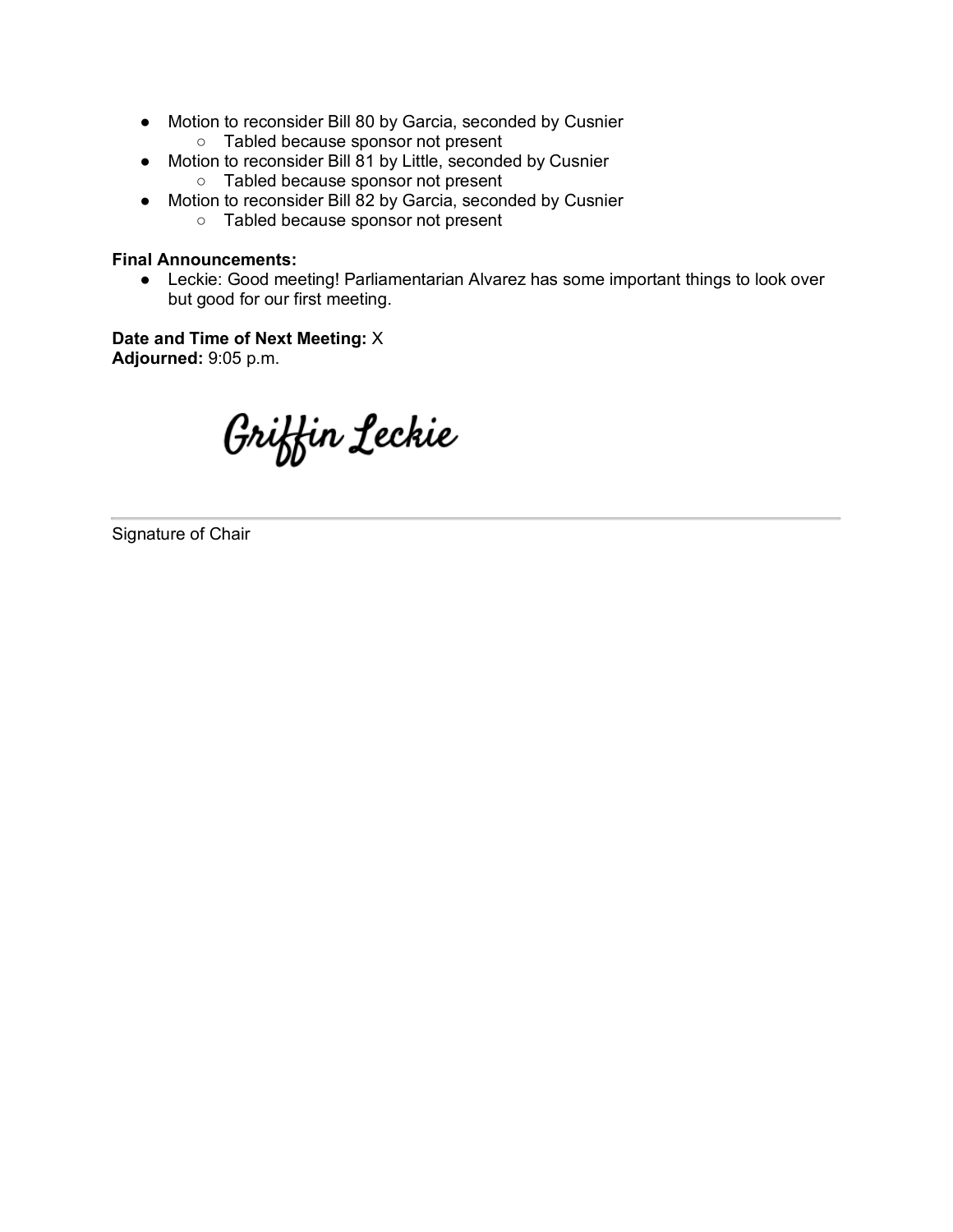- Motion to reconsider Bill 80 by Garcia, seconded by Cusnier
    - Tabled because sponsor not present
- Motion to reconsider Bill 81 by Little, seconded by Cusnier
    - Tabled because sponsor not present
- Motion to reconsider Bill 82 by Garcia, seconded by Cusnier
    - Tabled because sponsor not present

**Final Announcements:**

- Leckie: Good meeting! Parliamentarian Alvarez has some important things to look over but good for our first meeting.

**Date and Time of Next Meeting:** X
**Adjourned:** 9:05 p.m.

Griffin Leckie

---

Signature of Chair